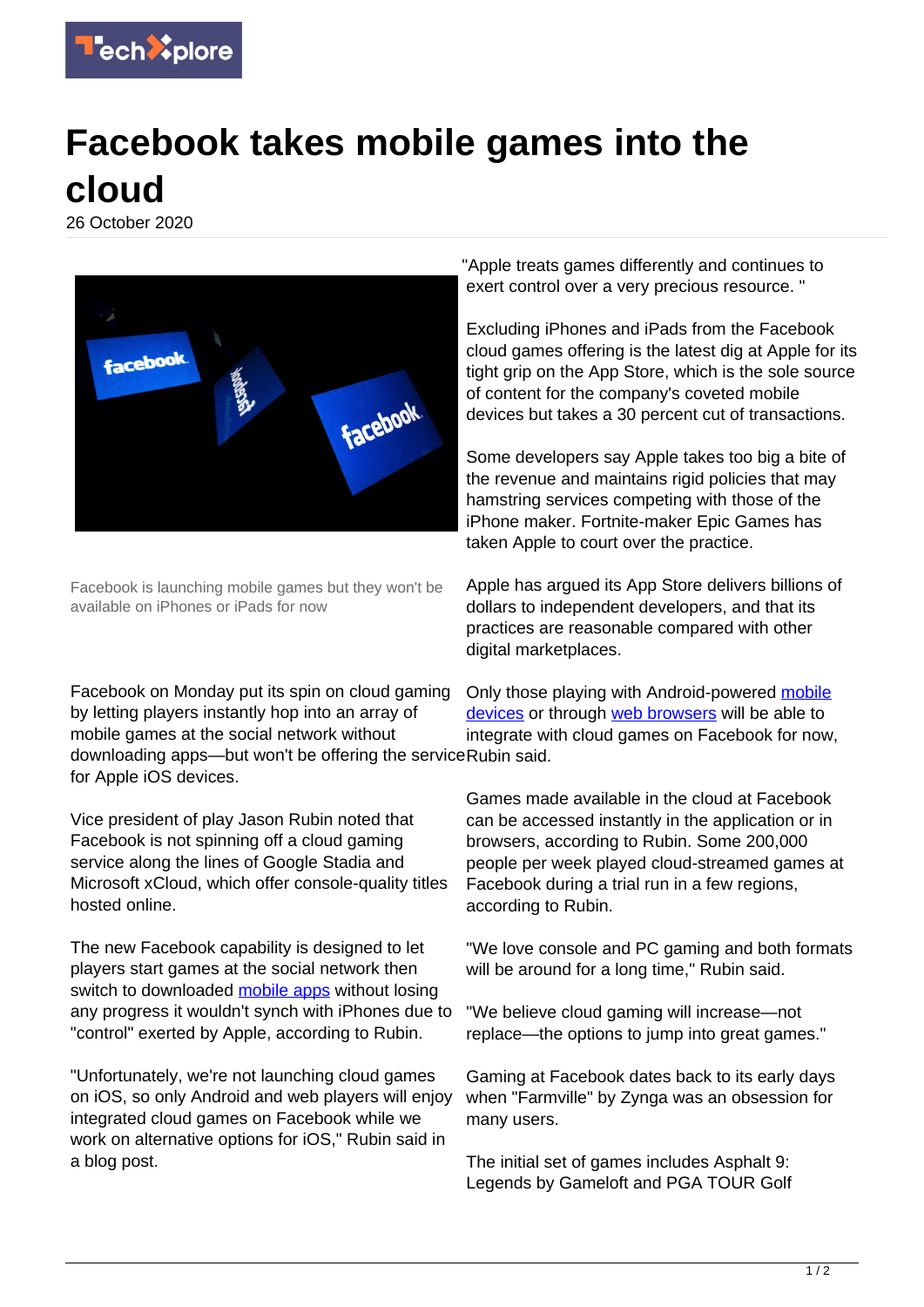# Facebook takes mobile games into the cloud

26 October 2020

Facebook is launching mobile games but they won't be available on iPhones or iPads for now

Facebook on Monday put its spin on cloud gaming by letting players instantly hop into an array of mobile games at the social network without downloading apps—but won't be offering the service for Apple iOS devices.

Vice president of play Jason Rubin noted that Facebook is not spinning off a cloud gaming service along the lines of Google Stadia and Microsoft xCloud, which offer console-quality titles hosted online.

The new Facebook capability is designed to let players start games at the social network then switch to downloaded mobile apps without losing any progress it wouldn't synch with iPhones due to "control" exerted by Apple, according to Rubin.

"Unfortunately, we're not launching cloud games on iOS, so only Android and web players will enjoy integrated cloud games on Facebook while we work on alternative options for iOS," Rubin said in a blog post.

"Apple treats games differently and continues to exert control over a very precious resource. "

Excluding iPhones and iPads from the Facebook cloud games offering is the latest dig at Apple for its tight grip on the App Store, which is the sole source of content for the company's coveted mobile devices but takes a 30 percent cut of transactions.

Some developers say Apple takes too big a bite of the revenue and maintains rigid policies that may hamstring services competing with those of the iPhone maker. Fortnite-maker Epic Games has taken Apple to court over the practice.

Apple has argued its App Store delivers billions of dollars to independent developers, and that its practices are reasonable compared with other digital marketplaces.

Only those playing with Android-powered mobile devices or through web browsers will be able to integrate with cloud games on Facebook for now, Rubin said.

Games made available in the cloud at Facebook can be accessed instantly in the application or in browsers, according to Rubin. Some 200,000 people per week played cloud-streamed games at Facebook during a trial run in a few regions, according to Rubin.

"We love console and PC gaming and both formats will be around for a long time," Rubin said.

"We believe cloud gaming will increase—not replace—the options to jump into great games."

Gaming at Facebook dates back to its early days when "Farmville" by Zynga was an obsession for many users.

The initial set of games includes Asphalt 9: Legends by Gameloft and PGA TOUR Golf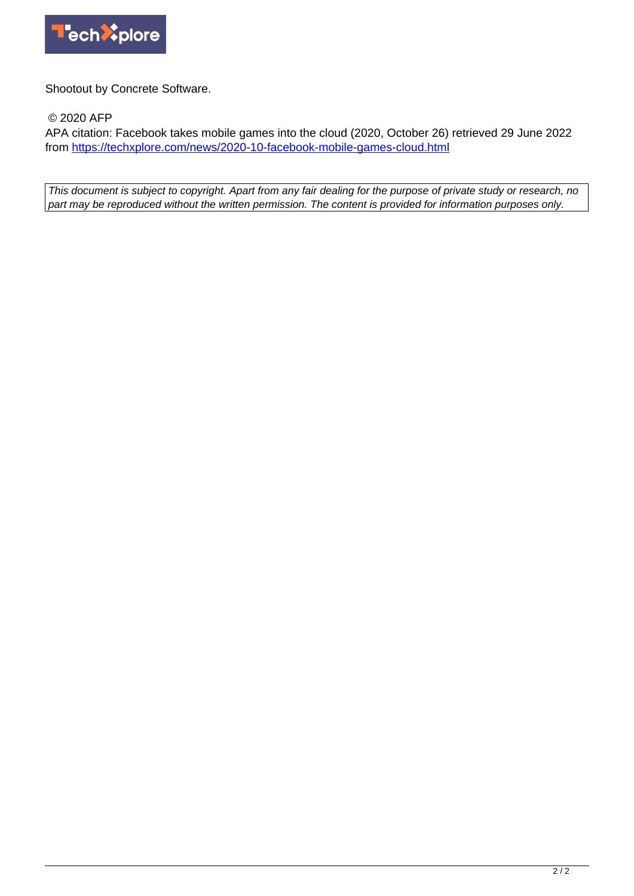Shootout by Concrete Software.

© 2020 AFP

APA citation: Facebook takes mobile games into the cloud (2020, October 26) retrieved 29 June 2022 from https://techxplore.com/news/2020-10-facebook-mobile-games-cloud.html

*This document is subject to copyright. Apart from any fair dealing for the purpose of private study or research, no part may be reproduced without the written permission. The content is provided for information purposes only.*